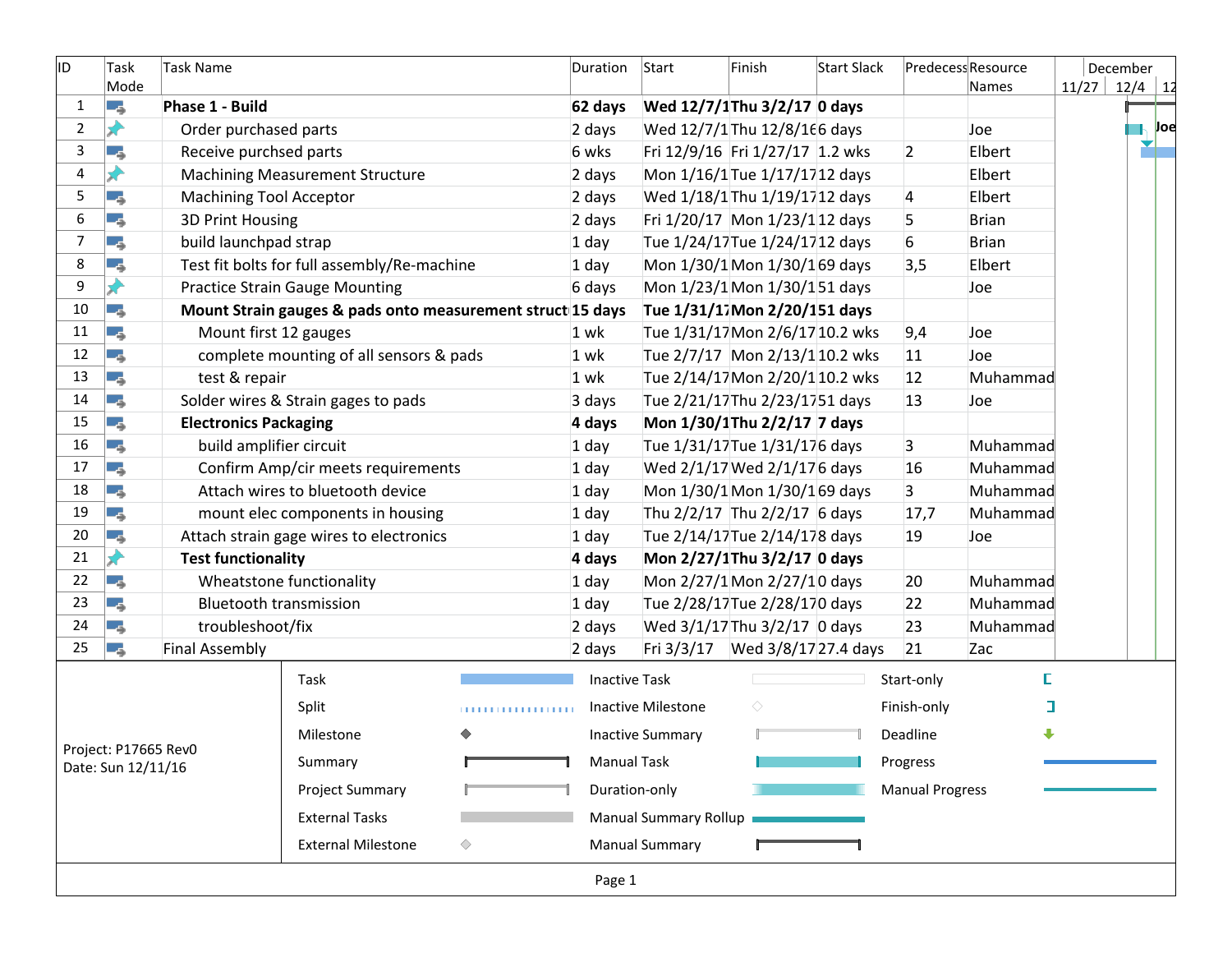| ID | Task Mode | Task Name | Duration | Start | Finish | Start Slack | Predecess | Resource Names |
|---|---|---|---|---|---|---|---|---|
| 1 | | **Phase 1 - Build** | **62 days** | **Wed 12/7/1** | **Thu 3/2/17** | **0 days** | | |
| 2 | | Order purchased parts | 2 days | Wed 12/7/1 | Thu 12/8/16 | 6 days | | Joe |
| 3 | | Receive purchsed parts | 6 wks | Fri 12/9/16 | Fri 1/27/17 | 1.2 wks | 2 | Elbert |
| 4 | | Machining Measurement Structure | 2 days | Mon 1/16/1 | Tue 1/17/17 | 12 days | | Elbert |
| 5 | | Machining Tool Acceptor | 2 days | Wed 1/18/1 | Thu 1/19/17 | 12 days | 4 | Elbert |
| 6 | | 3D Print Housing | 2 days | Fri 1/20/17 | Mon 1/23/1 | 12 days | 5 | Brian |
| 7 | | build launchpad strap | 1 day | Tue 1/24/17 | Tue 1/24/17 | 12 days | 6 | Brian |
| 8 | | Test fit bolts for full assembly/Re-machine | 1 day | Mon 1/30/1 | Mon 1/30/1 | 69 days | 3,5 | Elbert |
| 9 | | Practice Strain Gauge Mounting | 6 days | Mon 1/23/1 | Mon 1/30/1 | 51 days | | Joe |
| 10 | | **Mount Strain gauges & pads onto measurement struct** | **15 days** | **Tue 1/31/1** | **Mon 2/20/1** | **51 days** | | |
| 11 | | Mount first 12 gauges | 1 wk | Tue 1/31/17 | Mon 2/6/17 | 10.2 wks | 9,4 | Joe |
| 12 | | complete mounting of all sensors & pads | 1 wk | Tue 2/7/17 | Mon 2/13/1 | 10.2 wks | 11 | Joe |
| 13 | | test & repair | 1 wk | Tue 2/14/17 | Mon 2/20/1 | 10.2 wks | 12 | Muhammad |
| 14 | | Solder wires & Strain gages to pads | 3 days | Tue 2/21/17 | Thu 2/23/17 | 51 days | 13 | Joe |
| 15 | | **Electronics Packaging** | **4 days** | **Mon 1/30/1** | **Thu 2/2/17** | **7 days** | | |
| 16 | | build amplifier circuit | 1 day | Tue 1/31/17 | Tue 1/31/17 | 6 days | 3 | Muhammad |
| 17 | | Confirm Amp/cir meets requirements | 1 day | Wed 2/1/17 | Wed 2/1/17 | 6 days | 16 | Muhammad |
| 18 | | Attach wires to bluetooth device | 1 day | Mon 1/30/1 | Mon 1/30/1 | 69 days | 3 | Muhammad |
| 19 | | mount elec components in housing | 1 day | Thu 2/2/17 | Thu 2/2/17 | 6 days | 17,7 | Muhammad |
| 20 | | Attach strain gage wires to electronics | 1 day | Tue 2/14/17 | Tue 2/14/17 | 8 days | 19 | Joe |
| 21 | | **Test functionality** | **4 days** | **Mon 2/27/1** | **Thu 3/2/17** | **0 days** | | |
| 22 | | Wheatstone functionality | 1 day | Mon 2/27/1 | Mon 2/27/1 | 0 days | 20 | Muhammad |
| 23 | | Bluetooth transmission | 1 day | Tue 2/28/17 | Tue 2/28/17 | 0 days | 22 | Muhammad |
| 24 | | troubleshoot/fix | 2 days | Wed 3/1/17 | Thu 3/2/17 | 0 days | 23 | Muhammad |
| 25 | | Final Assembly | 2 days | Fri 3/3/17 | Wed 3/8/17 | 27.4 days | 21 | Zac |

Project: P17665 Rev0
Date: Sun 12/11/16

| | | |
|---|---|---|
| Task | Inactive Task | Start-only |
| Split | Inactive Milestone | Finish-only |
| Milestone | Inactive Summary | Deadline |
| Summary | Manual Task | Progress |
| Project Summary | Duration-only | Manual Progress |
| External Tasks | Manual Summary Rollup | |
| External Milestone | Manual Summary | |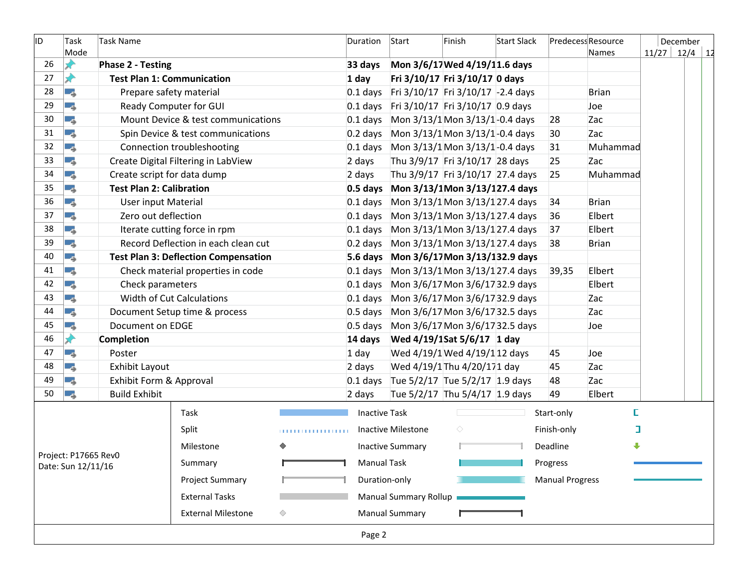| ID | Task Mode | Task Name | Duration | Start | Finish | Start Slack | Predecessors | Resource Names |
|---|---|---|---|---|---|---|---|---|
| 26 | | **Phase 2 - Testing** | **33 days** | **Mon 3/6/17** | **Wed 4/19/1** | **1.6 days** | | |
| 27 | | **Test Plan 1: Communication** | **1 day** | **Fri 3/10/17** | **Fri 3/10/17** | **0 days** | | |
| 28 | | Prepare safety material | 0.1 days | Fri 3/10/17 | Fri 3/10/17 | -2.4 days | | Brian |
| 29 | | Ready Computer for GUI | 0.1 days | Fri 3/10/17 | Fri 3/10/17 | 0.9 days | | Joe |
| 30 | | Mount Device & test communications | 0.1 days | Mon 3/13/1 | Mon 3/13/1 | -0.4 days | 28 | Zac |
| 31 | | Spin Device & test communications | 0.2 days | Mon 3/13/1 | Mon 3/13/1 | -0.4 days | 30 | Zac |
| 32 | | Connection troubleshooting | 0.1 days | Mon 3/13/1 | Mon 3/13/1 | -0.4 days | 31 | Muhammad |
| 33 | | Create Digital Filtering in LabView | 2 days | Thu 3/9/17 | Fri 3/10/17 | 28 days | 25 | Zac |
| 34 | | Create script for data dump | 2 days | Thu 3/9/17 | Fri 3/10/17 | 27.4 days | 25 | Muhammad |
| 35 | | **Test Plan 2: Calibration** | **0.5 days** | **Mon 3/13/1** | **Mon 3/13/1** | **27.4 days** | | |
| 36 | | User input Material | 0.1 days | Mon 3/13/1 | Mon 3/13/1 | 27.4 days | 34 | Brian |
| 37 | | Zero out deflection | 0.1 days | Mon 3/13/1 | Mon 3/13/1 | 27.4 days | 36 | Elbert |
| 38 | | Iterate cutting force in rpm | 0.1 days | Mon 3/13/1 | Mon 3/13/1 | 27.4 days | 37 | Elbert |
| 39 | | Record Deflection in each clean cut | 0.2 days | Mon 3/13/1 | Mon 3/13/1 | 27.4 days | 38 | Brian |
| 40 | | **Test Plan 3: Deflection Compensation** | **5.6 days** | **Mon 3/6/17** | **Mon 3/13/1** | **32.9 days** | | |
| 41 | | Check material properties in code | 0.1 days | Mon 3/13/1 | Mon 3/13/1 | 27.4 days | 39,35 | Elbert |
| 42 | | Check parameters | 0.1 days | Mon 3/6/17 | Mon 3/6/17 | 32.9 days | | Elbert |
| 43 | | Width of Cut Calculations | 0.1 days | Mon 3/6/17 | Mon 3/6/17 | 32.9 days | | Zac |
| 44 | | Document Setup time & process | 0.5 days | Mon 3/6/17 | Mon 3/6/17 | 32.5 days | | Zac |
| 45 | | Document on EDGE | 0.5 days | Mon 3/6/17 | Mon 3/6/17 | 32.5 days | | Joe |
| 46 | | **Completion** | **14 days** | **Wed 4/19/1** | **Sat 5/6/17** | **1 day** | | |
| 47 | | Poster | 1 day | Wed 4/19/1 | Wed 4/19/1 | 12 days | 45 | Joe |
| 48 | | Exhibit Layout | 2 days | Wed 4/19/1 | Thu 4/20/17 | 1 day | 45 | Zac |
| 49 | | Exhibit Form & Approval | 0.1 days | Tue 5/2/17 | Tue 5/2/17 | 1.9 days | 48 | Zac |
| 50 | | Build Exhibit | 2 days | Tue 5/2/17 | Thu 5/4/17 | 1.9 days | 49 | Elbert |

Project: P17665 Rev0
Date: Sun 12/11/16

| | | |
|---|---|---|
| Task | Inactive Task | Start-only |
| Split | Inactive Milestone | Finish-only |
| Milestone | Inactive Summary | Deadline |
| Summary | Manual Task | Progress |
| Project Summary | Duration-only | Manual Progress |
| External Tasks | Manual Summary Rollup | |
| External Milestone | Manual Summary | |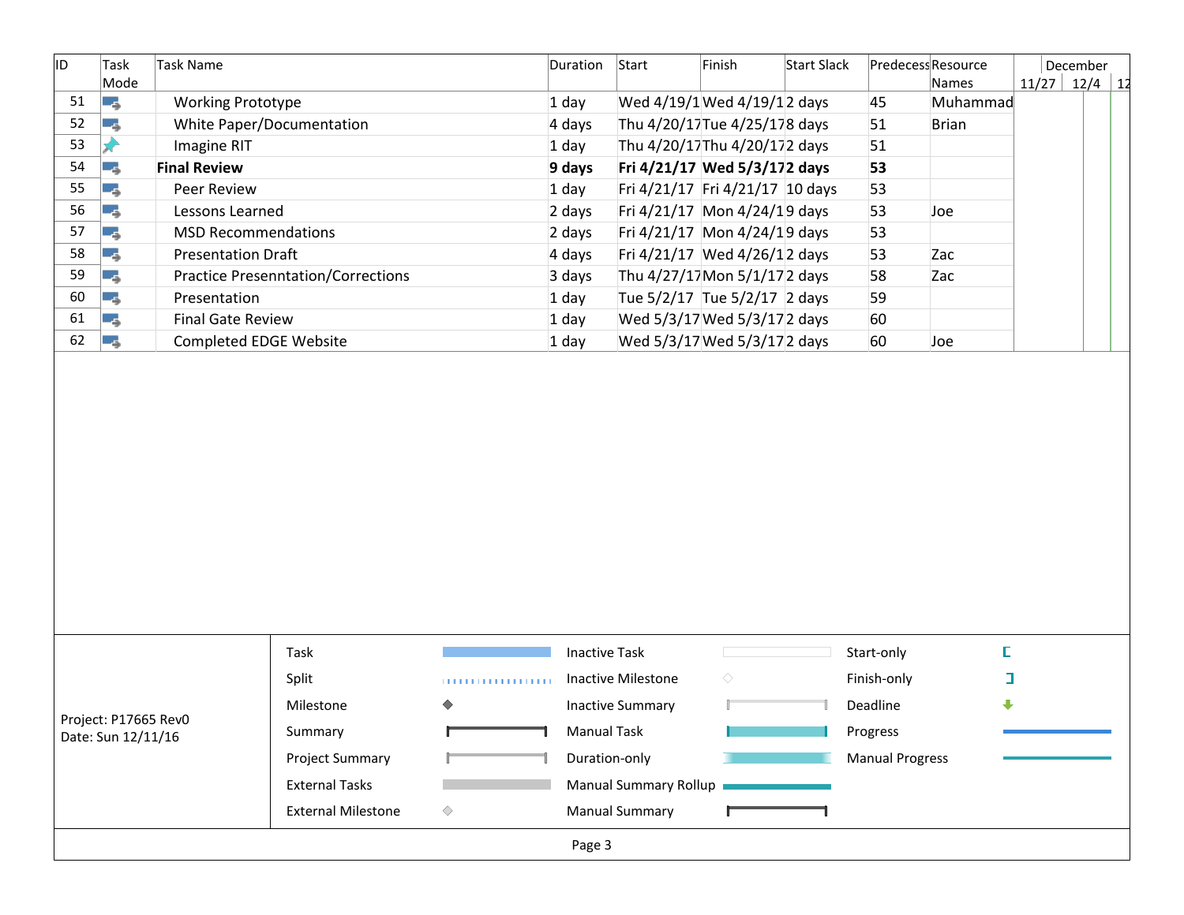| ID | Task Mode | Task Name | Duration | Start | Finish | Start Slack | Predecessors | Resource Names |
|---|---|---|---|---|---|---|---|---|
| 51 | | Working Prototype | 1 day | Wed 4/19/1 | Wed 4/19/1 | 2 days | 45 | Muhammad |
| 52 | | White Paper/Documentation | 4 days | Thu 4/20/17 | Tue 4/25/17 | 8 days | 51 | Brian |
| 53 | | Imagine RIT | 1 day | Thu 4/20/17 | Thu 4/20/17 | 2 days | 51 | |
| 54 | | **Final Review** | **9 days** | **Fri 4/21/17** | **Wed 5/3/17** | **2 days** | **53** | |
| 55 | | Peer Review | 1 day | Fri 4/21/17 | Fri 4/21/17 | 10 days | 53 | |
| 56 | | Lessons Learned | 2 days | Fri 4/21/17 | Mon 4/24/1 | 9 days | 53 | Joe |
| 57 | | MSD Recommendations | 2 days | Fri 4/21/17 | Mon 4/24/1 | 9 days | 53 | |
| 58 | | Presentation Draft | 4 days | Fri 4/21/17 | Wed 4/26/1 | 2 days | 53 | Zac |
| 59 | | Practice Presenntation/Corrections | 3 days | Thu 4/27/17 | Mon 5/1/17 | 2 days | 58 | Zac |
| 60 | | Presentation | 1 day | Tue 5/2/17 | Tue 5/2/17 | 2 days | 59 | |
| 61 | | Final Gate Review | 1 day | Wed 5/3/17 | Wed 5/3/17 | 2 days | 60 | |
| 62 | | Completed EDGE Website | 1 day | Wed 5/3/17 | Wed 5/3/17 | 2 days | 60 | Joe |

Project: P17665 Rev0
Date: Sun 12/11/16

| | | |
|---|---|---|
| Task | Inactive Task | Start-only |
| Split | Inactive Milestone | Finish-only |
| Milestone | Inactive Summary | Deadline |
| Summary | Manual Task | Progress |
| Project Summary | Duration-only | Manual Progress |
| External Tasks | Manual Summary Rollup | |
| External Milestone | Manual Summary | |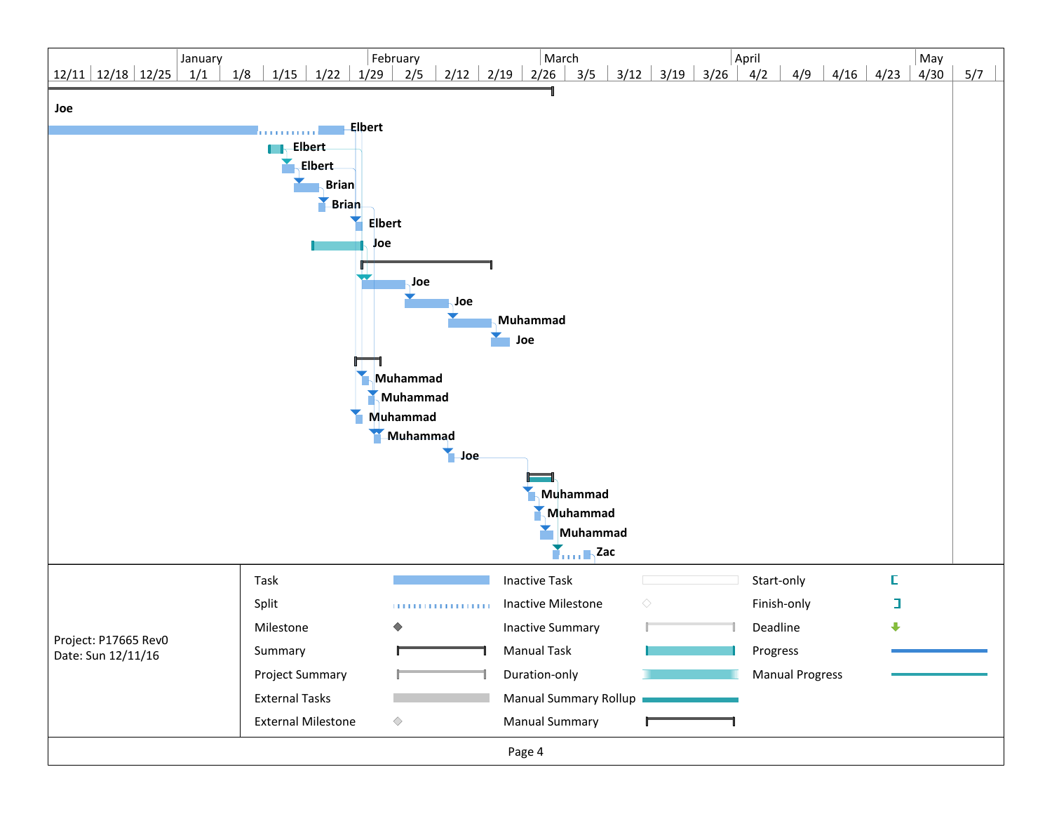| | January | | | | | February | | | | March | | | | | April | | | | May | |
|---|---|---|---|---|---|---|---|---|---|---|---|---|---|---|---|---|---|---|---|---|
| 12/11 | 12/18 | 12/25 | 1/1 | 1/8 | 1/15 | 1/22 | 1/29 | 2/5 | 2/12 | 2/19 | 2/26 | 3/5 | 3/12 | 3/19 | 3/26 | 4/2 | 4/9 | 4/16 | 4/23 | 4/30 | 5/7 |

**Joe**

Elbert

Elbert

Elbert

Brian

Brian

Elbert

Joe

Joe

Joe

Muhammad

Joe

Muhammad

Muhammad

Muhammad

Muhammad

Joe

Muhammad

Muhammad

Muhammad

Zac

| | | | | | |
|---|---|---|---|---|---|
| Task | | Inactive Task | | Start-only | |
| Split | | Inactive Milestone | | Finish-only | |
| Milestone | | Inactive Summary | | Deadline | |
| Summary | | Manual Task | | Progress | |
| Project Summary | | Duration-only | | Manual Progress | |
| External Tasks | | Manual Summary Rollup | | | |
| External Milestone | | Manual Summary | | | |

Project: P17665 Rev0
Date: Sun 12/11/16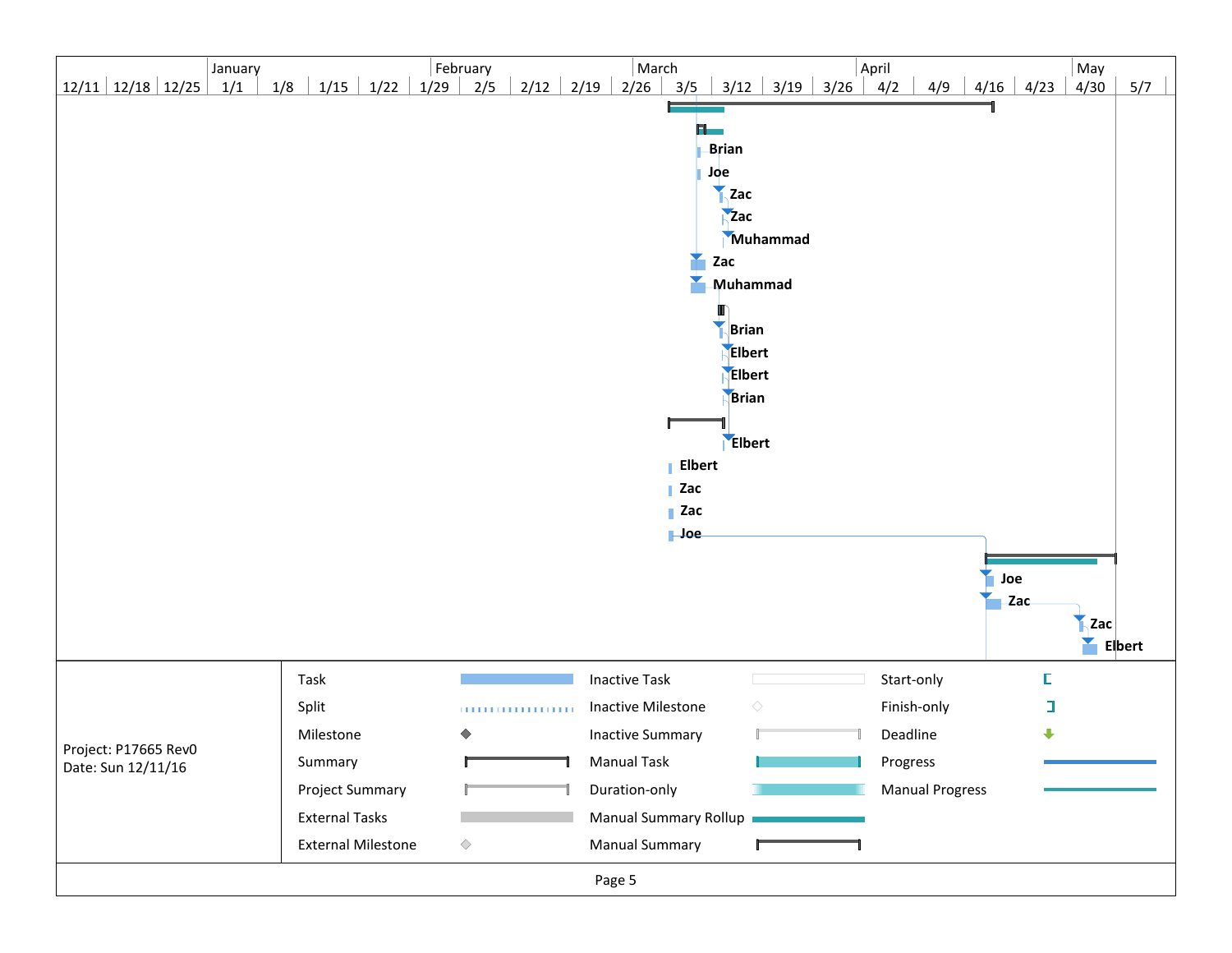| 12/11 | 12/18 | 12/25 | January 1/1 | 1/8 | 1/15 | 1/22 | 1/29 | February 2/5 | 2/12 | 2/19 | 2/26 | March 3/5 | 3/12 | 3/19 | 3/26 | April 4/2 | 4/9 | 4/16 | 4/23 | May 4/30 | 5/7 |
|---|---|---|---|---|---|---|---|---|---|---|---|---|---|---|---|---|---|---|---|---|---|

Brian
Joe
Zac
Zac
Muhammad
Zac
Muhammad
Brian
Elbert
Elbert
Brian
Elbert
Elbert
Zac
Zac
Joe
Joe
Zac
Zac
Elbert

Project: P17665 Rev0
Date: Sun 12/11/16

| | | | | | |
|---|---|---|---|---|---|
| Task | | Inactive Task | | Start-only | |
| Split | | Inactive Milestone | | Finish-only | |
| Milestone | | Inactive Summary | | Deadline | |
| Summary | | Manual Task | | Progress | |
| Project Summary | | Duration-only | | Manual Progress | |
| External Tasks | | Manual Summary Rollup | | | |
| External Milestone | | Manual Summary | | | |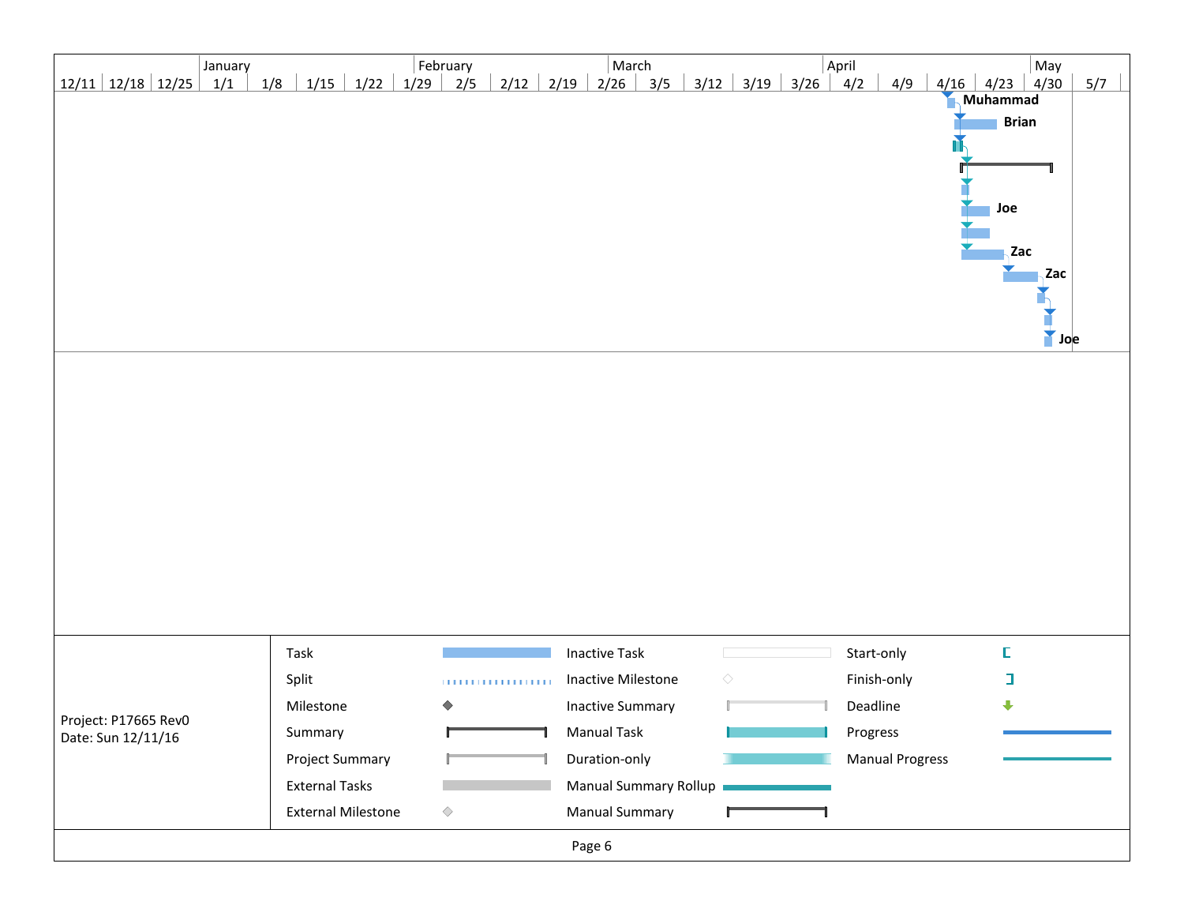January February March April May

12/11 12/18 12/25 1/1 1/8 1/15 1/22 1/29 2/5 2/12 2/19 2/26 3/5 3/12 3/19 3/26 4/2 4/9 4/16 4/23 4/30 5/7

Muhammad

Brian

Joe

Zac

Zac

Joe

Project: P17665 Rev0
Date: Sun 12/11/16

| | | | | | |
|---|---|---|---|---|---|
| Task | | Inactive Task | | Start-only | |
| Split | | Inactive Milestone | | Finish-only | |
| Milestone | | Inactive Summary | | Deadline | |
| Summary | | Manual Task | | Progress | |
| Project Summary | | Duration-only | | Manual Progress | |
| External Tasks | | Manual Summary Rollup | | | |
| External Milestone | | Manual Summary | | | |